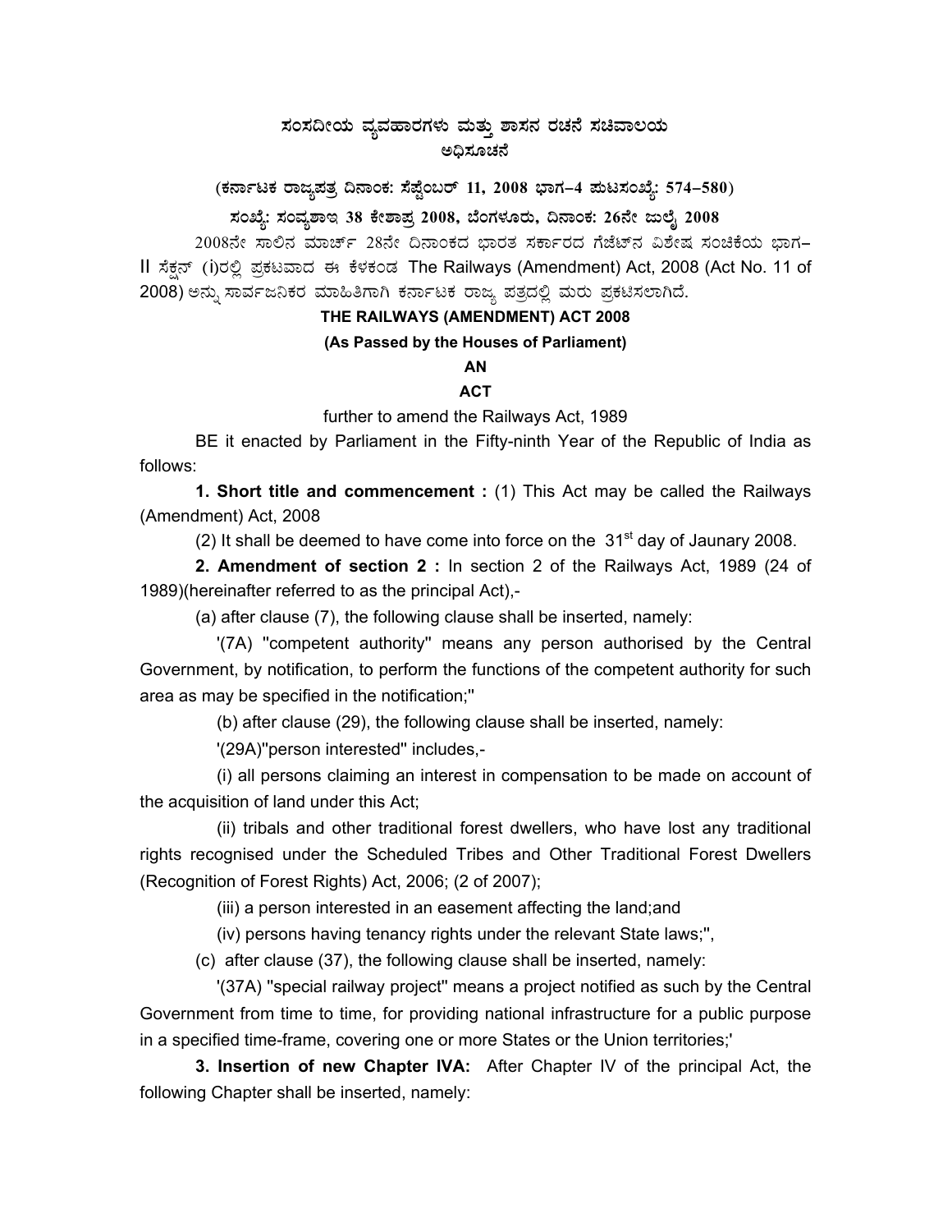# ಸಂಸದೀಯ ವ್ಯವಹಾರಗಳು ಮತ್ತು ಶಾಸನ ರಚನೆ ಸಚಿವಾಲಯ

## ಅಧಿಸೂಚನೆ

**(ಕರ್ನಾಟಕ ರಾಜ್ಯಪತ್ರ ದಿನಾಂಕ: ಸೆಪ್ಟೆಂಬರ್ 11, 2008 ಭಾಗ–4 ಪುಟಸಂಖ್ಯೆ: 574–580)**

**ಸಂಖ್ಯೆ: ಸಂವ್ಯಶಾಇ 38 ಕೇಶಾಪ್ರ 2008, ಬೆಂಗಳೂರು, ದಿನಾಂಕ: 26ನೇ ಜುಲೈ 2008**

2008ನೇ ಸಾಲಿನ ಮಾರ್ಚ್ 28ನೇ ದಿನಾಂಕದ ಭಾರತ ಸರ್ಕಾರದ ಗೆಜೆಟ್‌ನ ವಿಶೇಷ ಸಂಚಿಕೆಯ ಭಾಗ–II ಸೆಕ್ಷನ್ (i)ರಲ್ಲಿ ಪ್ರಕಟವಾದ ಈ ಕೆಳಕಂಡ The Railways (Amendment) Act, 2008 (Act No. 11 of 2008) ಅನ್ನು ಸಾರ್ವಜನಿಕರ ಮಾಹಿತಿಗಾಗಿ ಕರ್ನಾಟಕ ರಾಜ್ಯ ಪತ್ರದಲ್ಲಿ ಮರು ಪ್ರಕಟಿಸಲಾಗಿದೆ.

**THE RAILWAYS (AMENDMENT) ACT 2008**

**(As Passed by the Houses of Parliament)**

**AN**

**ACT**

further to amend the Railways Act, 1989

BE it enacted by Parliament in the Fifty-ninth Year of the Republic of India as follows:

**1. Short title and commencement :** (1) This Act may be called the Railways (Amendment) Act, 2008

(2) It shall be deemed to have come into force on the 31st day of Jaunary 2008.

**2. Amendment of section 2 :** In section 2 of the Railways Act, 1989 (24 of 1989)(hereinafter referred to as the principal Act),-

(a) after clause (7), the following clause shall be inserted, namely:

'(7A) "competent authority" means any person authorised by the Central Government, by notification, to perform the functions of the competent authority for such area as may be specified in the notification;"

(b) after clause (29), the following clause shall be inserted, namely:

'(29A)"person interested" includes,-

(i) all persons claiming an interest in compensation to be made on account of the acquisition of land under this Act;

(ii) tribals and other traditional forest dwellers, who have lost any traditional rights recognised under the Scheduled Tribes and Other Traditional Forest Dwellers (Recognition of Forest Rights) Act, 2006; (2 of 2007);

(iii) a person interested in an easement affecting the land;and

(iv) persons having tenancy rights under the relevant State laws;",

(c) after clause (37), the following clause shall be inserted, namely:

'(37A) "special railway project" means a project notified as such by the Central Government from time to time, for providing national infrastructure for a public purpose in a specified time-frame, covering one or more States or the Union territories;'

**3. Insertion of new Chapter IVA:** After Chapter IV of the principal Act, the following Chapter shall be inserted, namely: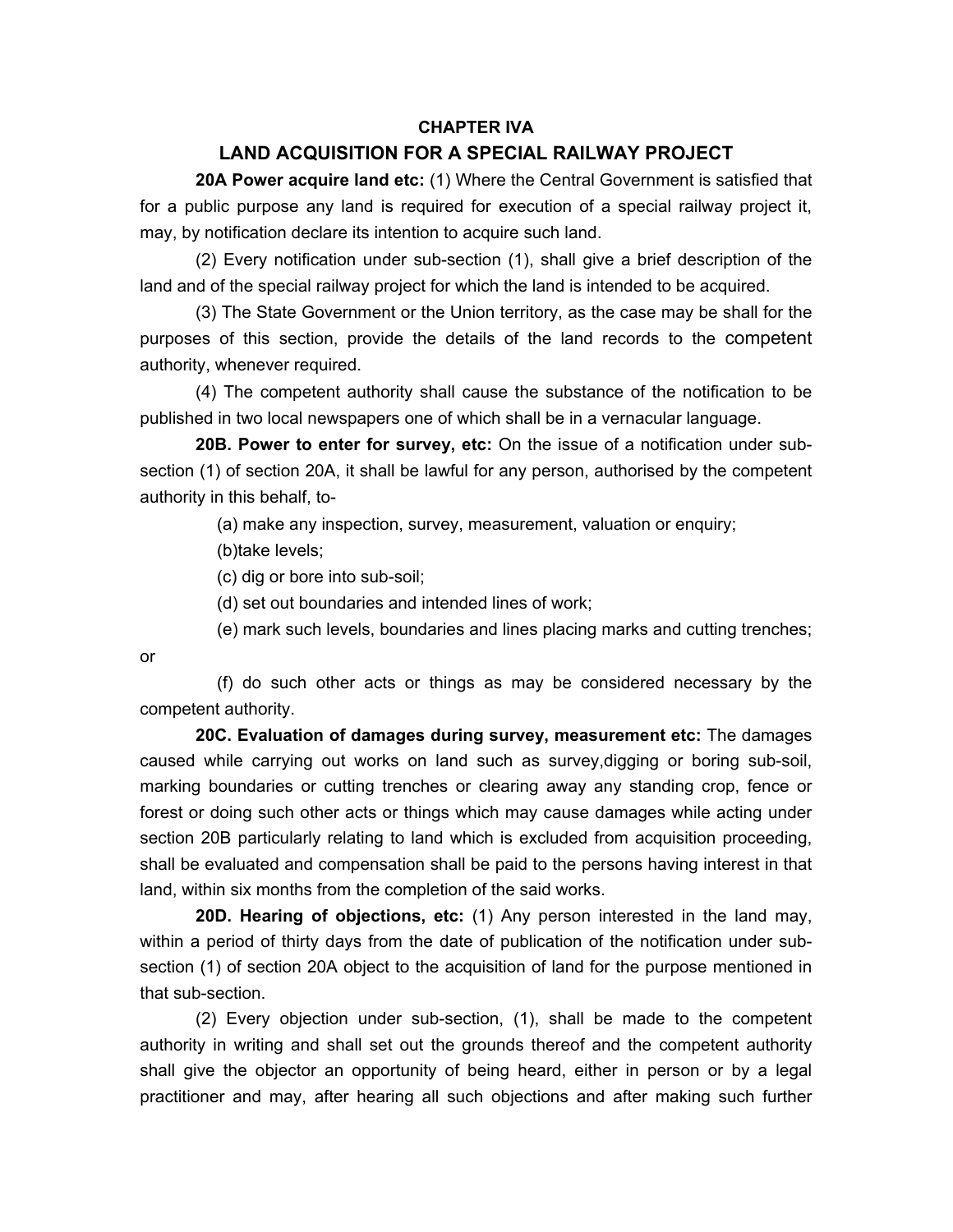## CHAPTER IVA

## LAND ACQUISITION FOR A SPECIAL RAILWAY PROJECT

**20A Power acquire land etc:** (1) Where the Central Government is satisfied that for a public purpose any land is required for execution of a special railway project it, may, by notification declare its intention to acquire such land.

(2) Every notification under sub-section (1), shall give a brief description of the land and of the special railway project for which the land is intended to be acquired.

(3) The State Government or the Union territory, as the case may be shall for the purposes of this section, provide the details of the land records to the competent authority, whenever required.

(4) The competent authority shall cause the substance of the notification to be published in two local newspapers one of which shall be in a vernacular language.

**20B. Power to enter for survey, etc:** On the issue of a notification under sub-section (1) of section 20A, it shall be lawful for any person, authorised by the competent authority in this behalf, to-

(a) make any inspection, survey, measurement, valuation or enquiry;

(b)take levels;

(c) dig or bore into sub-soil;

(d) set out boundaries and intended lines of work;

(e) mark such levels, boundaries and lines placing marks and cutting trenches; or

(f) do such other acts or things as may be considered necessary by the competent authority.

**20C. Evaluation of damages during survey, measurement etc:** The damages caused while carrying out works on land such as survey,digging or boring sub-soil, marking boundaries or cutting trenches or clearing away any standing crop, fence or forest or doing such other acts or things which may cause damages while acting under section 20B particularly relating to land which is excluded from acquisition proceeding, shall be evaluated and compensation shall be paid to the persons having interest in that land, within six months from the completion of the said works.

**20D. Hearing of objections, etc:** (1) Any person interested in the land may, within a period of thirty days from the date of publication of the notification under sub-section (1) of section 20A object to the acquisition of land for the purpose mentioned in that sub-section.

(2) Every objection under sub-section, (1), shall be made to the competent authority in writing and shall set out the grounds thereof and the competent authority shall give the objector an opportunity of being heard, either in person or by a legal practitioner and may, after hearing all such objections and after making such further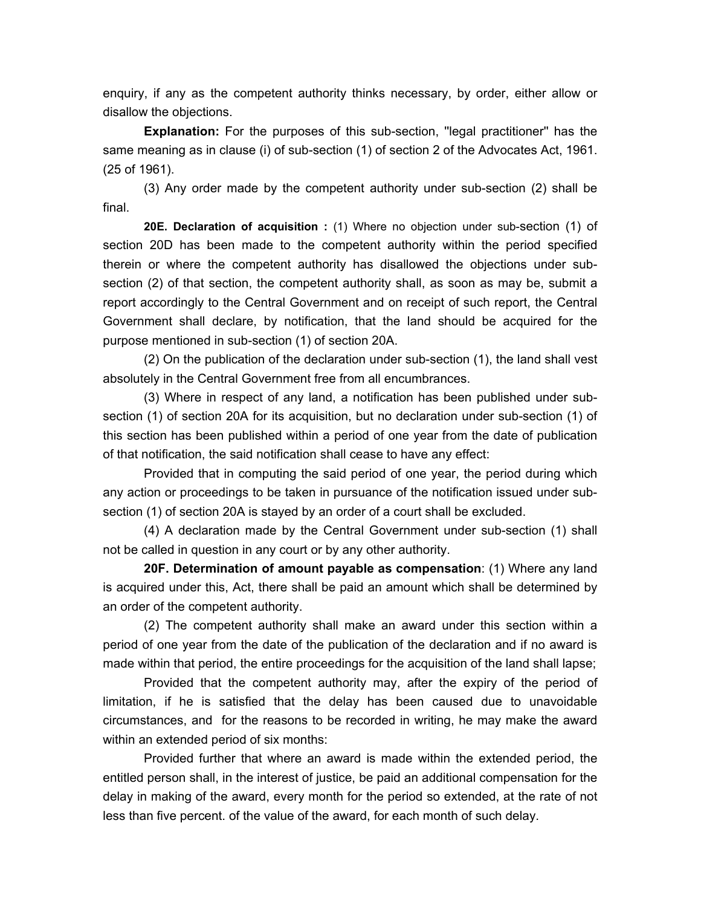enquiry, if any as the competent authority thinks necessary, by order, either allow or disallow the objections.

**Explanation:** For the purposes of this sub-section, "legal practitioner" has the same meaning as in clause (i) of sub-section (1) of section 2 of the Advocates Act, 1961. (25 of 1961).

(3) Any order made by the competent authority under sub-section (2) shall be final.

**20E. Declaration of acquisition :** (1) Where no objection under sub-section (1) of section 20D has been made to the competent authority within the period specified therein or where the competent authority has disallowed the objections under sub-section (2) of that section, the competent authority shall, as soon as may be, submit a report accordingly to the Central Government and on receipt of such report, the Central Government shall declare, by notification, that the land should be acquired for the purpose mentioned in sub-section (1) of section 20A.

(2) On the publication of the declaration under sub-section (1), the land shall vest absolutely in the Central Government free from all encumbrances.

(3) Where in respect of any land, a notification has been published under sub-section (1) of section 20A for its acquisition, but no declaration under sub-section (1) of this section has been published within a period of one year from the date of publication of that notification, the said notification shall cease to have any effect:

Provided that in computing the said period of one year, the period during which any action or proceedings to be taken in pursuance of the notification issued under sub-section (1) of section 20A is stayed by an order of a court shall be excluded.

(4) A declaration made by the Central Government under sub-section (1) shall not be called in question in any court or by any other authority.

**20F. Determination of amount payable as compensation**: (1) Where any land is acquired under this, Act, there shall be paid an amount which shall be determined by an order of the competent authority.

(2) The competent authority shall make an award under this section within a period of one year from the date of the publication of the declaration and if no award is made within that period, the entire proceedings for the acquisition of the land shall lapse;

Provided that the competent authority may, after the expiry of the period of limitation, if he is satisfied that the delay has been caused due to unavoidable circumstances, and for the reasons to be recorded in writing, he may make the award within an extended period of six months:

Provided further that where an award is made within the extended period, the entitled person shall, in the interest of justice, be paid an additional compensation for the delay in making of the award, every month for the period so extended, at the rate of not less than five percent. of the value of the award, for each month of such delay.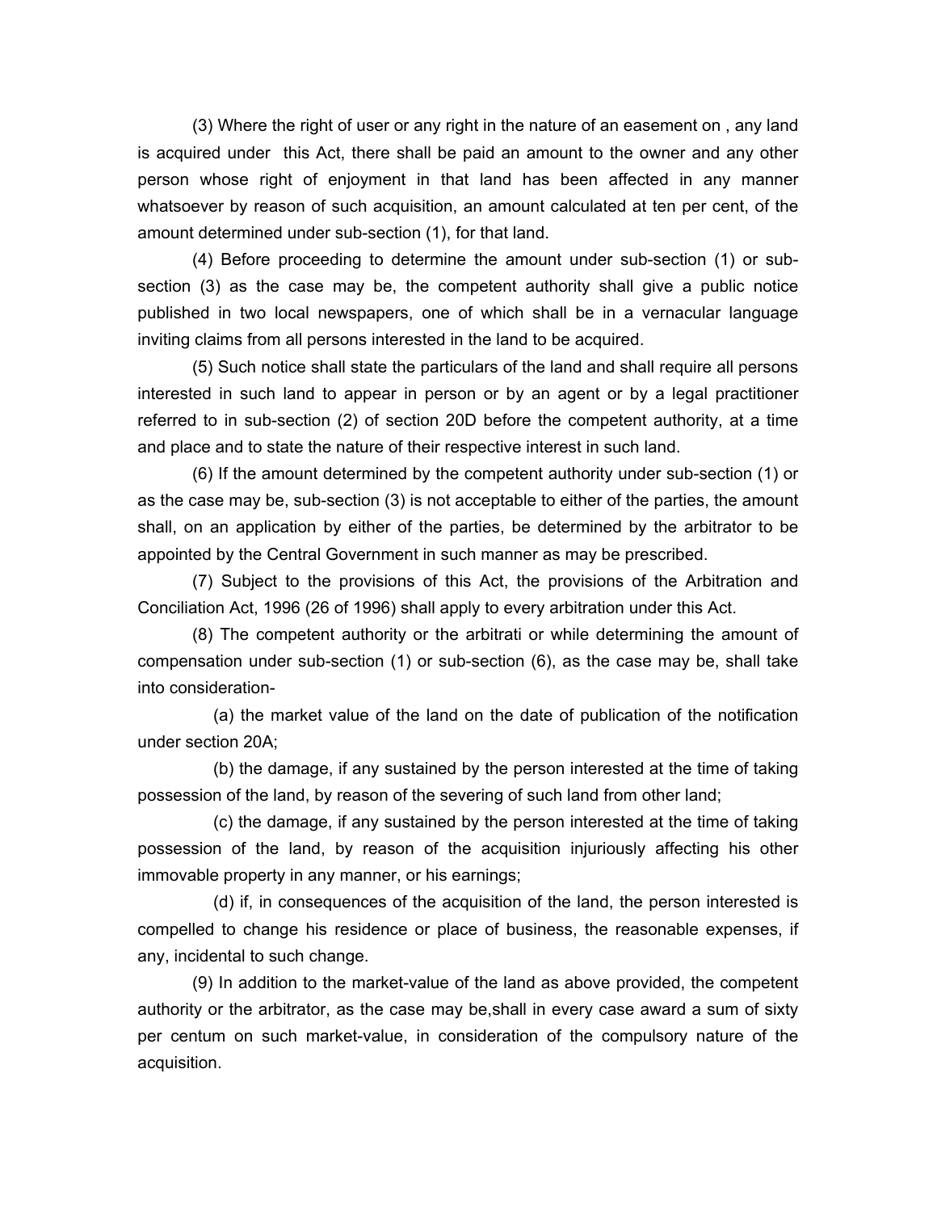(3) Where the right of user or any right in the nature of an easement on , any land is acquired under this Act, there shall be paid an amount to the owner and any other person whose right of enjoyment in that land has been affected in any manner whatsoever by reason of such acquisition, an amount calculated at ten per cent, of the amount determined under sub-section (1), for that land.

(4) Before proceeding to determine the amount under sub-section (1) or sub-section (3) as the case may be, the competent authority shall give a public notice published in two local newspapers, one of which shall be in a vernacular language inviting claims from all persons interested in the land to be acquired.

(5) Such notice shall state the particulars of the land and shall require all persons interested in such land to appear in person or by an agent or by a legal practitioner referred to in sub-section (2) of section 20D before the competent authority, at a time and place and to state the nature of their respective interest in such land.

(6) If the amount determined by the competent authority under sub-section (1) or as the case may be, sub-section (3) is not acceptable to either of the parties, the amount shall, on an application by either of the parties, be determined by the arbitrator to be appointed by the Central Government in such manner as may be prescribed.

(7) Subject to the provisions of this Act, the provisions of the Arbitration and Conciliation Act, 1996 (26 of 1996) shall apply to every arbitration under this Act.

(8) The competent authority or the arbitrati or while determining the amount of compensation under sub-section (1) or sub-section (6), as the case may be, shall take into consideration-

(a) the market value of the land on the date of publication of the notification under section 20A;

(b) the damage, if any sustained by the person interested at the time of taking possession of the land, by reason of the severing of such land from other land;

(c) the damage, if any sustained by the person interested at the time of taking possession of the land, by reason of the acquisition injuriously affecting his other immovable property in any manner, or his earnings;

(d) if, in consequences of the acquisition of the land, the person interested is compelled to change his residence or place of business, the reasonable expenses, if any, incidental to such change.

(9) In addition to the market-value of the land as above provided, the competent authority or the arbitrator, as the case may be,shall in every case award a sum of sixty per centum on such market-value, in consideration of the compulsory nature of the acquisition.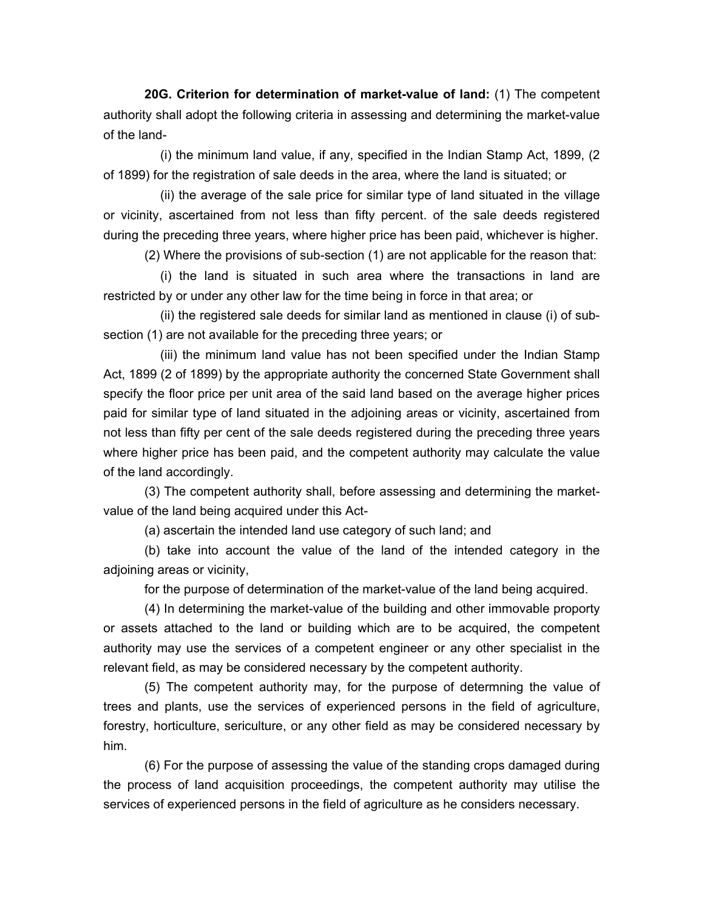**20G. Criterion for determination of market-value of land:** (1) The competent authority shall adopt the following criteria in assessing and determining the market-value of the land-

(i) the minimum land value, if any, specified in the Indian Stamp Act, 1899, (2 of 1899) for the registration of sale deeds in the area, where the land is situated; or

(ii) the average of the sale price for similar type of land situated in the village or vicinity, ascertained from not less than fifty percent. of the sale deeds registered during the preceding three years, where higher price has been paid, whichever is higher.

(2) Where the provisions of sub-section (1) are not applicable for the reason that:

(i) the land is situated in such area where the transactions in land are restricted by or under any other law for the time being in force in that area; or

(ii) the registered sale deeds for similar land as mentioned in clause (i) of sub-section (1) are not available for the preceding three years; or

(iii) the minimum land value has not been specified under the Indian Stamp Act, 1899 (2 of 1899) by the appropriate authority the concerned State Government shall specify the floor price per unit area of the said land based on the average higher prices paid for similar type of land situated in the adjoining areas or vicinity, ascertained from not less than fifty per cent of the sale deeds registered during the preceding three years where higher price has been paid, and the competent authority may calculate the value of the land accordingly.

(3) The competent authority shall, before assessing and determining the market-value of the land being acquired under this Act-

(a) ascertain the intended land use category of such land; and

(b) take into account the value of the land of the intended category in the adjoining areas or vicinity,

for the purpose of determination of the market-value of the land being acquired.

(4) In determining the market-value of the building and other immovable proporty or assets attached to the land or building which are to be acquired, the competent authority may use the services of a competent engineer or any other specialist in the relevant field, as may be considered necessary by the competent authority.

(5) The competent authority may, for the purpose of determning the value of trees and plants, use the services of experienced persons in the field of agriculture, forestry, horticulture, sericulture, or any other field as may be considered necessary by him.

(6) For the purpose of assessing the value of the standing crops damaged during the process of land acquisition proceedings, the competent authority may utilise the services of experienced persons in the field of agriculture as he considers necessary.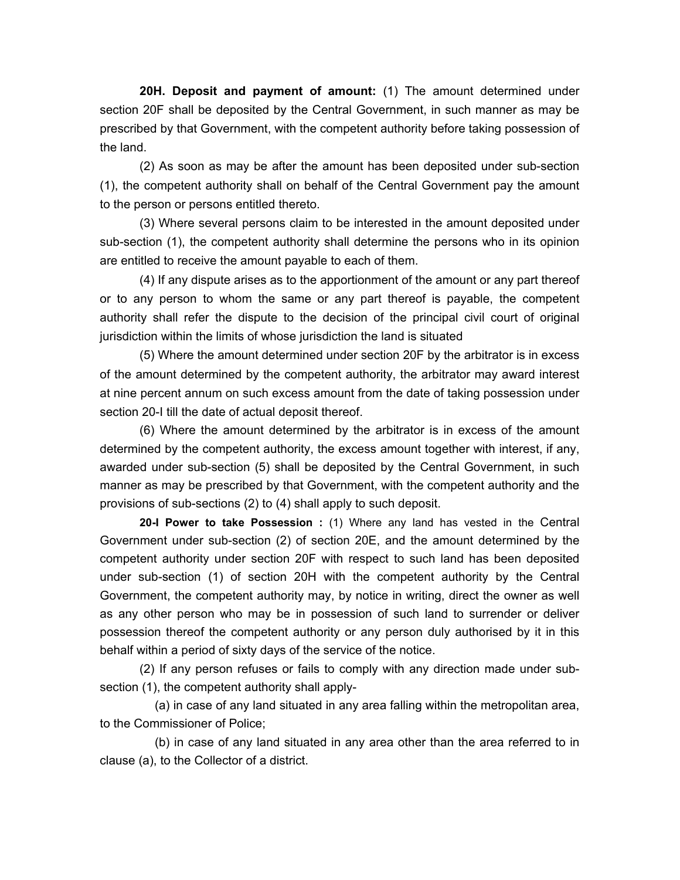**20H. Deposit and payment of amount:** (1) The amount determined under section 20F shall be deposited by the Central Government, in such manner as may be prescribed by that Government, with the competent authority before taking possession of the land.

(2) As soon as may be after the amount has been deposited under sub-section (1), the competent authority shall on behalf of the Central Government pay the amount to the person or persons entitled thereto.

(3) Where several persons claim to be interested in the amount deposited under sub-section (1), the competent authority shall determine the persons who in its opinion are entitled to receive the amount payable to each of them.

(4) If any dispute arises as to the apportionment of the amount or any part thereof or to any person to whom the same or any part thereof is payable, the competent authority shall refer the dispute to the decision of the principal civil court of original jurisdiction within the limits of whose jurisdiction the land is situated

(5) Where the amount determined under section 20F by the arbitrator is in excess of the amount determined by the competent authority, the arbitrator may award interest at nine percent annum on such excess amount from the date of taking possession under section 20-I till the date of actual deposit thereof.

(6) Where the amount determined by the arbitrator is in excess of the amount determined by the competent authority, the excess amount together with interest, if any, awarded under sub-section (5) shall be deposited by the Central Government, in such manner as may be prescribed by that Government, with the competent authority and the provisions of sub-sections (2) to (4) shall apply to such deposit.

**20-I Power to take Possession :** (1) Where any land has vested in the Central Government under sub-section (2) of section 20E, and the amount determined by the competent authority under section 20F with respect to such land has been deposited under sub-section (1) of section 20H with the competent authority by the Central Government, the competent authority may, by notice in writing, direct the owner as well as any other person who may be in possession of such land to surrender or deliver possession thereof the competent authority or any person duly authorised by it in this behalf within a period of sixty days of the service of the notice.

(2) If any person refuses or fails to comply with any direction made under sub-section (1), the competent authority shall apply-

(a) in case of any land situated in any area falling within the metropolitan area, to the Commissioner of Police;

(b) in case of any land situated in any area other than the area referred to in clause (a), to the Collector of a district.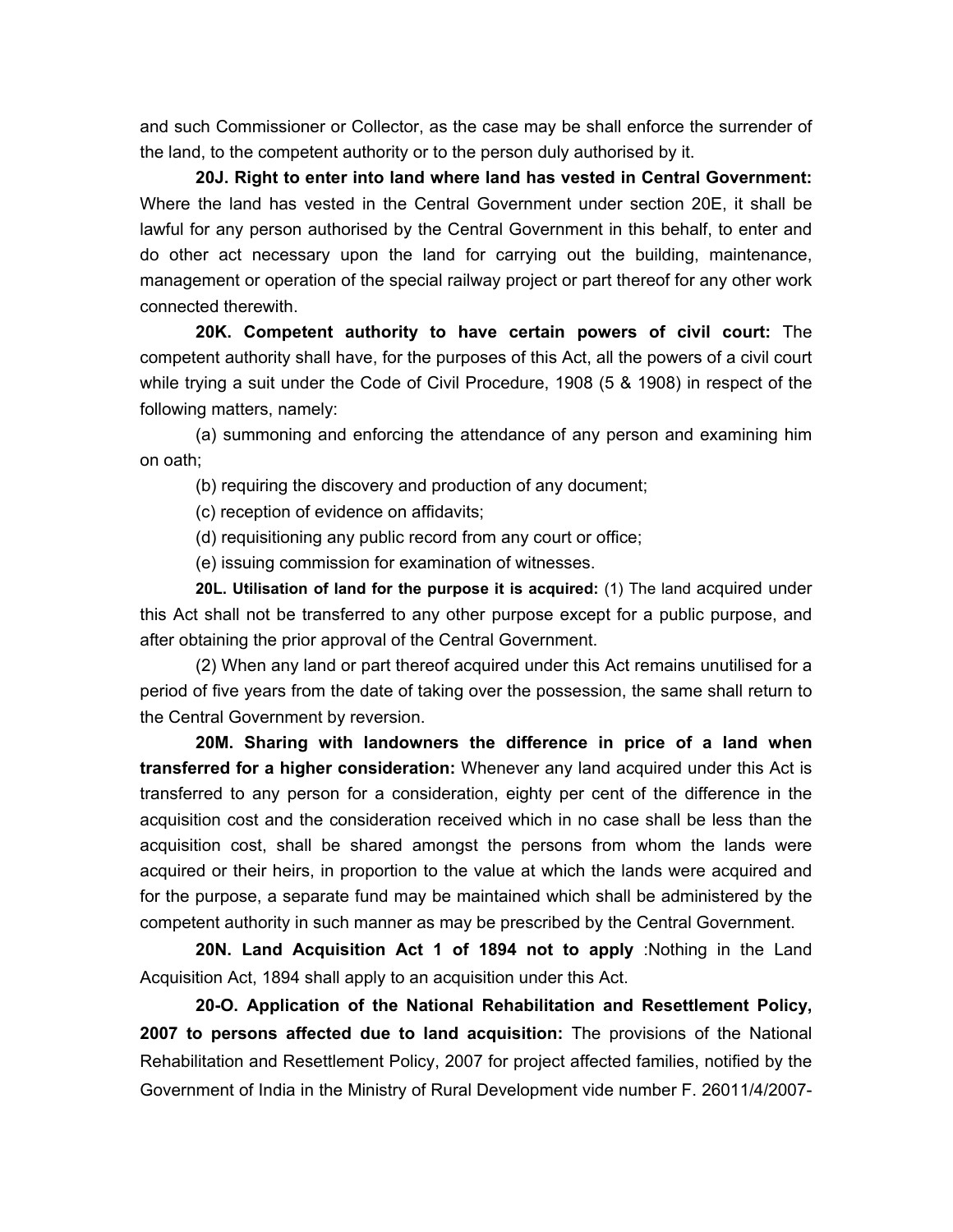and such Commissioner or Collector, as the case may be shall enforce the surrender of the land, to the competent authority or to the person duly authorised by it.

**20J. Right to enter into land where land has vested in Central Government:** Where the land has vested in the Central Government under section 20E, it shall be lawful for any person authorised by the Central Government in this behalf, to enter and do other act necessary upon the land for carrying out the building, maintenance, management or operation of the special railway project or part thereof for any other work connected therewith.

**20K. Competent authority to have certain powers of civil court:** The competent authority shall have, for the purposes of this Act, all the powers of a civil court while trying a suit under the Code of Civil Procedure, 1908 (5 & 1908) in respect of the following matters, namely:

(a) summoning and enforcing the attendance of any person and examining him on oath;

(b) requiring the discovery and production of any document;

(c) reception of evidence on affidavits;

(d) requisitioning any public record from any court or office;

(e) issuing commission for examination of witnesses.

**20L. Utilisation of land for the purpose it is acquired:** (1) The land acquired under this Act shall not be transferred to any other purpose except for a public purpose, and after obtaining the prior approval of the Central Government.

(2) When any land or part thereof acquired under this Act remains unutilised for a period of five years from the date of taking over the possession, the same shall return to the Central Government by reversion.

**20M. Sharing with landowners the difference in price of a land when transferred for a higher consideration:** Whenever any land acquired under this Act is transferred to any person for a consideration, eighty per cent of the difference in the acquisition cost and the consideration received which in no case shall be less than the acquisition cost, shall be shared amongst the persons from whom the lands were acquired or their heirs, in proportion to the value at which the lands were acquired and for the purpose, a separate fund may be maintained which shall be administered by the competent authority in such manner as may be prescribed by the Central Government.

**20N. Land Acquisition Act 1 of 1894 not to apply** :Nothing in the Land Acquisition Act, 1894 shall apply to an acquisition under this Act.

**20-O. Application of the National Rehabilitation and Resettlement Policy, 2007 to persons affected due to land acquisition:** The provisions of the National Rehabilitation and Resettlement Policy, 2007 for project affected families, notified by the Government of India in the Ministry of Rural Development vide number F. 26011/4/2007-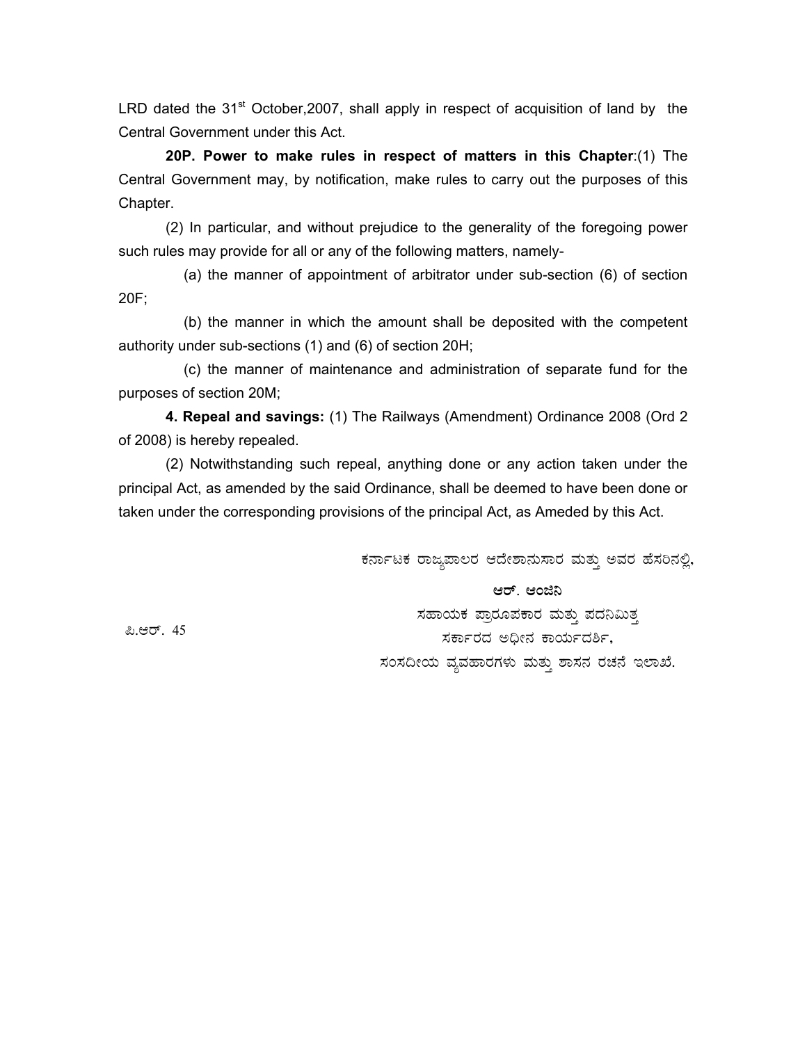LRD dated the 31st October,2007, shall apply in respect of acquisition of land by the Central Government under this Act.

**20P. Power to make rules in respect of matters in this Chapter**:(1) The Central Government may, by notification, make rules to carry out the purposes of this Chapter.

(2) In particular, and without prejudice to the generality of the foregoing power such rules may provide for all or any of the following matters, namely-

(a) the manner of appointment of arbitrator under sub-section (6) of section 20F;

(b) the manner in which the amount shall be deposited with the competent authority under sub-sections (1) and (6) of section 20H;

(c) the manner of maintenance and administration of separate fund for the purposes of section 20M;

**4. Repeal and savings:** (1) The Railways (Amendment) Ordinance 2008 (Ord 2 of 2008) is hereby repealed.

(2) Notwithstanding such repeal, anything done or any action taken under the principal Act, as amended by the said Ordinance, shall be deemed to have been done or taken under the corresponding provisions of the principal Act, as Ameded by this Act.

ಕರ್ನಾಟಕ ರಾಜ್ಯಪಾಲರ ಆದೇಶಾನುಸಾರ ಮತ್ತು ಅವರ ಹೆಸರಿನಲ್ಲಿ,

**ಆರ್. ಆಂಜಿನಿ**

ಸಹಾಯಕ ಪ್ರಾರೂಪಕಾರ ಮತ್ತು ಪದನಿಮಿತ್ತ

ಸರ್ಕಾರದ ಅಧೀನ ಕಾರ್ಯದರ್ಶಿ,

ಸಂಸದೀಯ ವ್ಯವಹಾರಗಳು ಮತ್ತು ಶಾಸನ ರಚನೆ ಇಲಾಖೆ.

ಪಿ.ಆರ್. 45